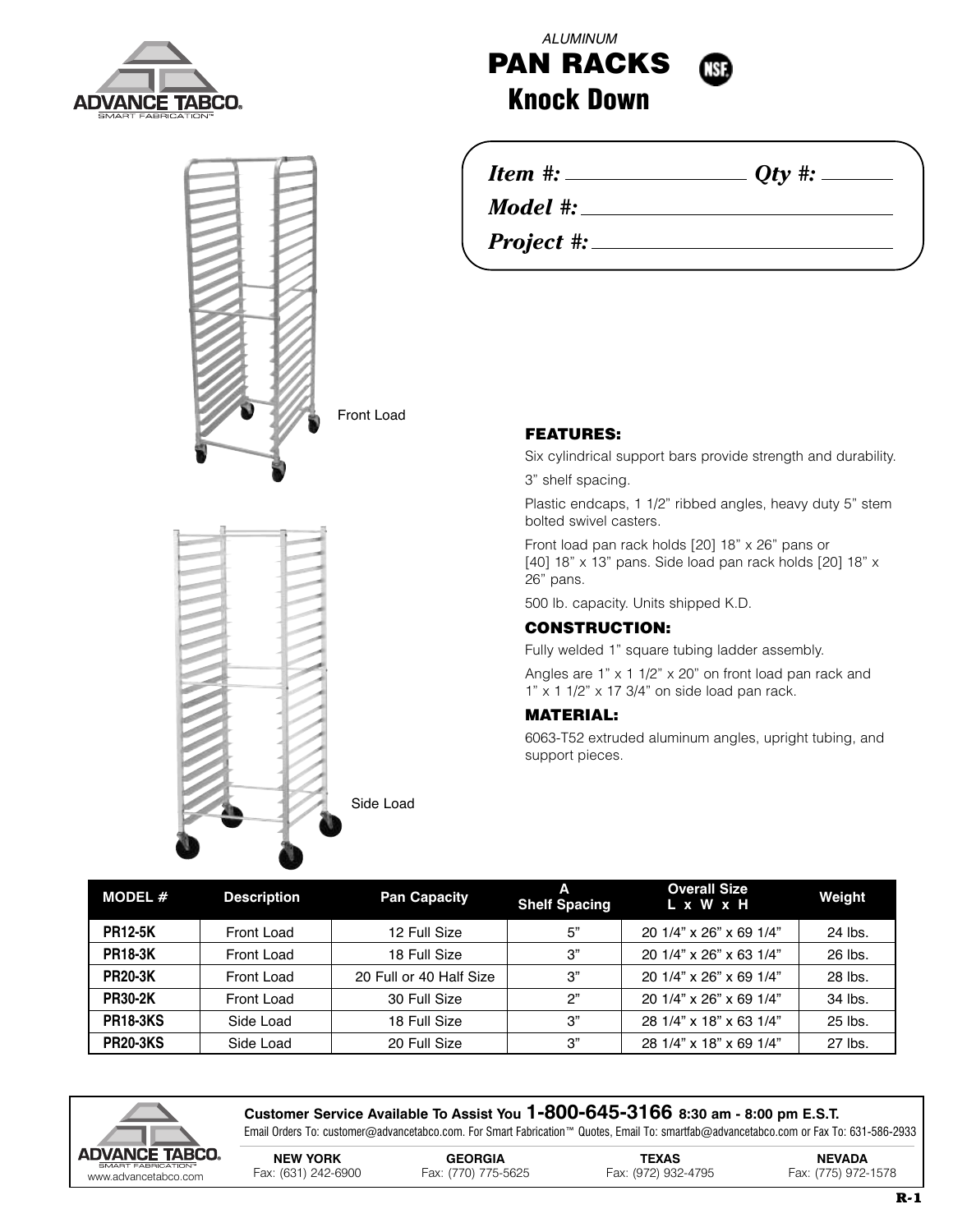ADVANCE TABCO®
SMART FABRICATION™

*ALUMINUM*

# PAN RACKS

## Knock Down

*Item #:* ______________ *Qty #:* ________

*Model #:* ______________________

*Project #:* ______________________

Front Load

Side Load

### FEATURES:

Six cylindrical support bars provide strength and durability.

3" shelf spacing.

Plastic endcaps, 1 1/2" ribbed angles, heavy duty 5" stem bolted swivel casters.

Front load pan rack holds [20] 18" x 26" pans or [40] 18" x 13" pans. Side load pan rack holds [20] 18" x 26" pans.

500 lb. capacity. Units shipped K.D.

### CONSTRUCTION:

Fully welded 1" square tubing ladder assembly.

Angles are 1" x 1 1/2" x 20" on front load pan rack and 1" x 1 1/2" x 17 3/4" on side load pan rack.

### MATERIAL:

6063-T52 extruded aluminum angles, upright tubing, and support pieces.

| MODEL # | Description | Pan Capacity | A Shelf Spacing | Overall Size L x W x H | Weight |
|---|---|---|---|---|---|
| **PR12-5K** | Front Load | 12 Full Size | 5" | 20 1/4" x 26" x 69 1/4" | 24 lbs. |
| **PR18-3K** | Front Load | 18 Full Size | 3" | 20 1/4" x 26" x 63 1/4" | 26 lbs. |
| **PR20-3K** | Front Load | 20 Full or 40 Half Size | 3" | 20 1/4" x 26" x 69 1/4" | 28 lbs. |
| **PR30-2K** | Front Load | 30 Full Size | 2" | 20 1/4" x 26" x 69 1/4" | 34 lbs. |
| **PR18-3KS** | Side Load | 18 Full Size | 3" | 28 1/4" x 18" x 63 1/4" | 25 lbs. |
| **PR20-3KS** | Side Load | 20 Full Size | 3" | 28 1/4" x 18" x 69 1/4" | 27 lbs. |

ADVANCE TABCO®
SMART FABRICATION™
www.advancetabco.com

**Customer Service Available To Assist You 1-800-645-3166 8:30 am - 8:00 pm E.S.T.**

Email Orders To: customer@advancetabco.com. For Smart Fabrication™ Quotes, Email To: smartfab@advancetabco.com or Fax To: 631-586-2933

| **NEW YORK** | **GEORGIA** | **TEXAS** | **NEVADA** |
|---|---|---|---|
| Fax: (631) 242-6900 | Fax: (770) 775-5625 | Fax: (972) 932-4795 | Fax: (775) 972-1578 |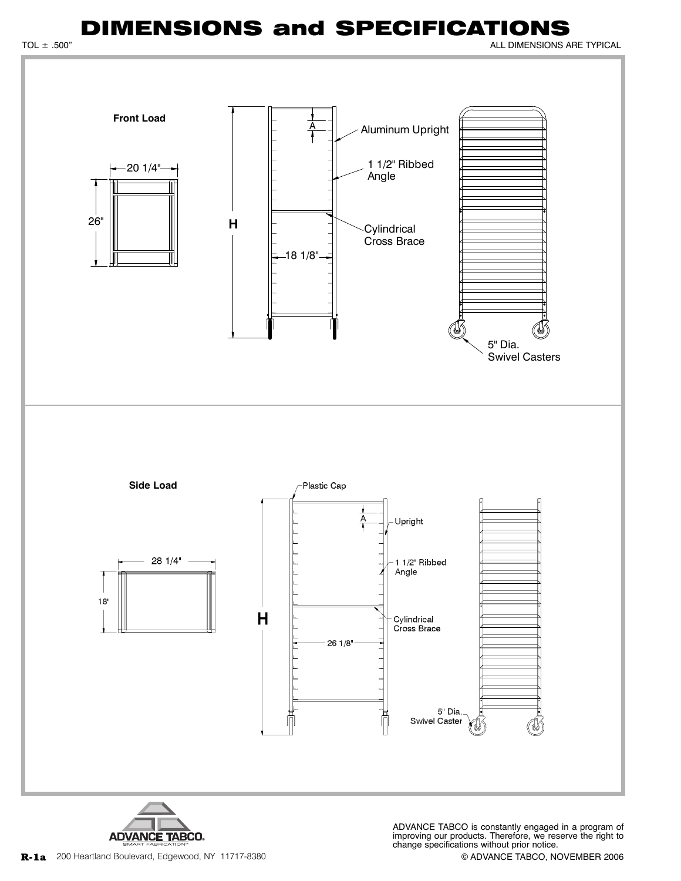# DIMENSIONS and SPECIFICATIONS

TOL ± .500”

ALL DIMENSIONS ARE TYPICAL

**Front Load**

20 1/4"

26"

A

H

18 1/8"

Aluminum Upright

1 1/2" Ribbed Angle

Cylindrical Cross Brace

5" Dia. Swivel Casters

**Side Load**

28 1/4"

18"

Plastic Cap

A

H

26 1/8"

Upright

1 1/2" Ribbed Angle

Cylindrical Cross Brace

5" Dia. Swivel Caster

ADVANCE TABCO is constantly engaged in a program of improving our products. Therefore, we reserve the right to change specifications without prior notice.

200 Heartland Boulevard, Edgewood, NY 11717-8380

© ADVANCE TABCO, NOVEMBER 2006